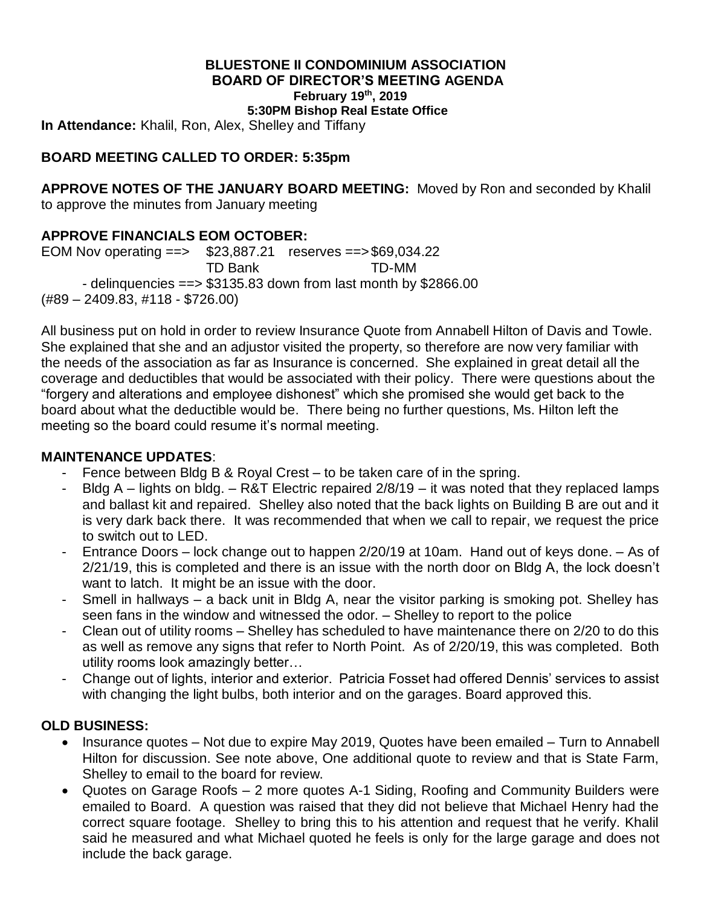# BLUESTONE II CONDOMINIUM ASSOCIATION
## BOARD OF DIRECTOR'S MEETING AGENDA
### February 19th, 2019
### 5:30PM Bishop Real Estate Office

**In Attendance:** Khalil, Ron, Alex, Shelley and Tiffany

**BOARD MEETING CALLED TO ORDER: 5:35pm**

**APPROVE NOTES OF THE JANUARY BOARD MEETING:** Moved by Ron and seconded by Khalil to approve the minutes from January meeting

**APPROVE FINANCIALS EOM OCTOBER:**

EOM Nov operating ==> $23,887.21 reserves ==> $69,034.22
TD Bank TD-MM

- delinquencies ==> $3135.83 down from last month by $2866.00

(#89 – 2409.83, #118 - $726.00)

All business put on hold in order to review Insurance Quote from Annabell Hilton of Davis and Towle. She explained that she and an adjustor visited the property, so therefore are now very familiar with the needs of the association as far as Insurance is concerned. She explained in great detail all the coverage and deductibles that would be associated with their policy. There were questions about the "forgery and alterations and employee dishonest" which she promised she would get back to the board about what the deductible would be. There being no further questions, Ms. Hilton left the meeting so the board could resume it's normal meeting.

**MAINTENANCE UPDATES**:

- Fence between Bldg B & Royal Crest – to be taken care of in the spring.
- Bldg A – lights on bldg. – R&T Electric repaired 2/8/19 – it was noted that they replaced lamps and ballast kit and repaired. Shelley also noted that the back lights on Building B are out and it is very dark back there. It was recommended that when we call to repair, we request the price to switch out to LED.
- Entrance Doors – lock change out to happen 2/20/19 at 10am. Hand out of keys done. – As of 2/21/19, this is completed and there is an issue with the north door on Bldg A, the lock doesn't want to latch. It might be an issue with the door.
- Smell in hallways – a back unit in Bldg A, near the visitor parking is smoking pot. Shelley has seen fans in the window and witnessed the odor. – Shelley to report to the police
- Clean out of utility rooms – Shelley has scheduled to have maintenance there on 2/20 to do this as well as remove any signs that refer to North Point. As of 2/20/19, this was completed. Both utility rooms look amazingly better…
- Change out of lights, interior and exterior. Patricia Fosset had offered Dennis' services to assist with changing the light bulbs, both interior and on the garages. Board approved this.

**OLD BUSINESS:**

- Insurance quotes – Not due to expire May 2019, Quotes have been emailed – Turn to Annabell Hilton for discussion. See note above, One additional quote to review and that is State Farm, Shelley to email to the board for review.
- Quotes on Garage Roofs – 2 more quotes A-1 Siding, Roofing and Community Builders were emailed to Board. A question was raised that they did not believe that Michael Henry had the correct square footage. Shelley to bring this to his attention and request that he verify. Khalil said he measured and what Michael quoted he feels is only for the large garage and does not include the back garage.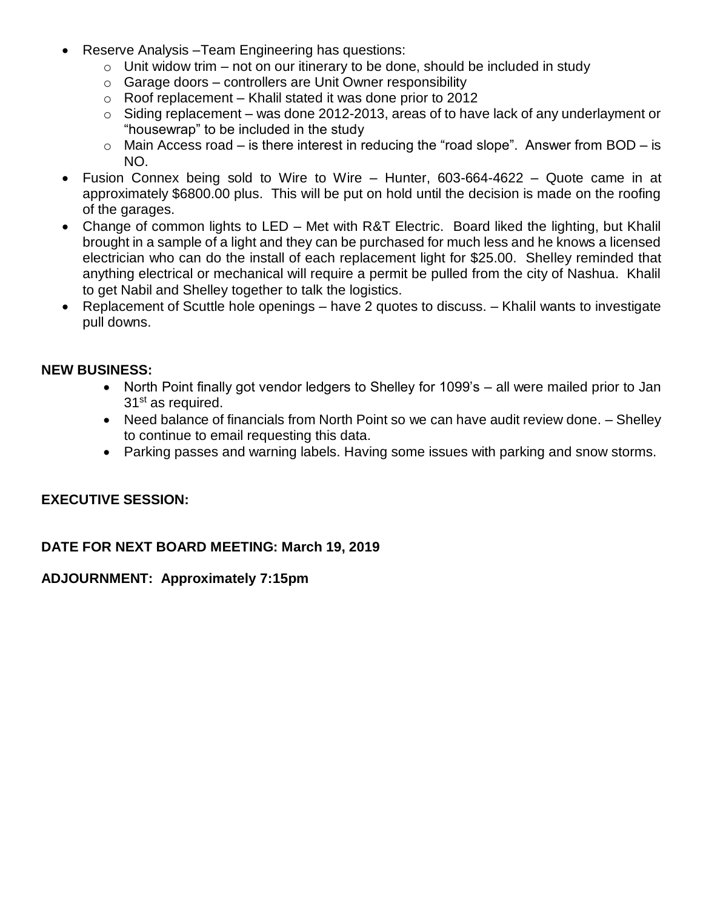- Reserve Analysis –Team Engineering has questions:
  - Unit widow trim – not on our itinerary to be done, should be included in study
  - Garage doors – controllers are Unit Owner responsibility
  - Roof replacement – Khalil stated it was done prior to 2012
  - Siding replacement – was done 2012-2013, areas of to have lack of any underlayment or "housewrap" to be included in the study
  - Main Access road – is there interest in reducing the "road slope". Answer from BOD – is NO.
- Fusion Connex being sold to Wire to Wire – Hunter, 603-664-4622 – Quote came in at approximately $6800.00 plus. This will be put on hold until the decision is made on the roofing of the garages.
- Change of common lights to LED – Met with R&T Electric. Board liked the lighting, but Khalil brought in a sample of a light and they can be purchased for much less and he knows a licensed electrician who can do the install of each replacement light for $25.00. Shelley reminded that anything electrical or mechanical will require a permit be pulled from the city of Nashua. Khalil to get Nabil and Shelley together to talk the logistics.
- Replacement of Scuttle hole openings – have 2 quotes to discuss. – Khalil wants to investigate pull downs.

**NEW BUSINESS:**

- North Point finally got vendor ledgers to Shelley for 1099's – all were mailed prior to Jan 31st as required.
- Need balance of financials from North Point so we can have audit review done. – Shelley to continue to email requesting this data.
- Parking passes and warning labels. Having some issues with parking and snow storms.

**EXECUTIVE SESSION:**

**DATE FOR NEXT BOARD MEETING: March 19, 2019**

**ADJOURNMENT: Approximately 7:15pm**